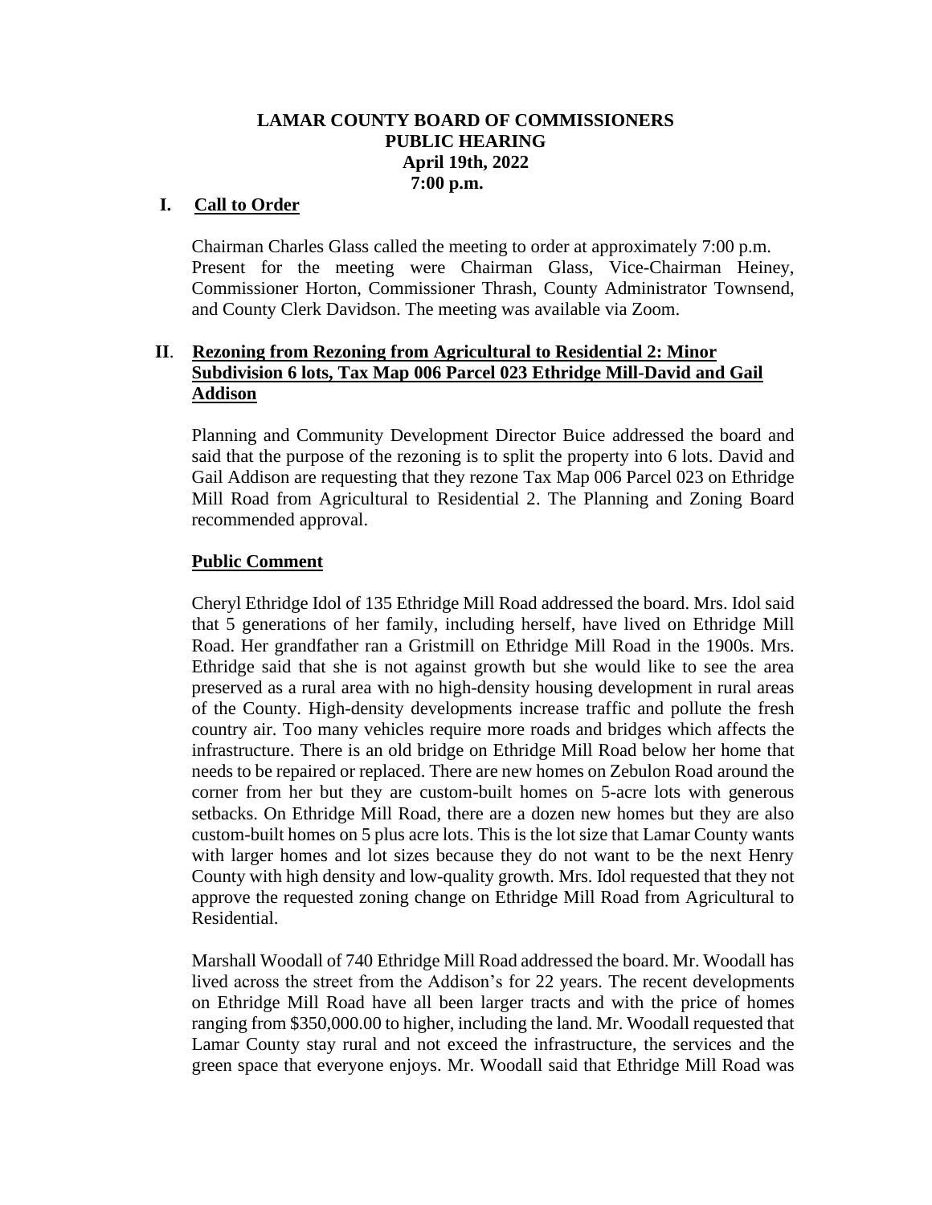**LAMAR COUNTY BOARD OF COMMISSIONERS**
**PUBLIC HEARING**
**April 19th, 2022**
**7:00 p.m.**

## I. Call to Order

Chairman Charles Glass called the meeting to order at approximately 7:00 p.m. Present for the meeting were Chairman Glass, Vice-Chairman Heiney, Commissioner Horton, Commissioner Thrash, County Administrator Townsend, and County Clerk Davidson. The meeting was available via Zoom.

## II. Rezoning from Rezoning from Agricultural to Residential 2: Minor Subdivision 6 lots, Tax Map 006 Parcel 023 Ethridge Mill-David and Gail Addison

Planning and Community Development Director Buice addressed the board and said that the purpose of the rezoning is to split the property into 6 lots. David and Gail Addison are requesting that they rezone Tax Map 006 Parcel 023 on Ethridge Mill Road from Agricultural to Residential 2. The Planning and Zoning Board recommended approval.

### Public Comment

Cheryl Ethridge Idol of 135 Ethridge Mill Road addressed the board. Mrs. Idol said that 5 generations of her family, including herself, have lived on Ethridge Mill Road. Her grandfather ran a Gristmill on Ethridge Mill Road in the 1900s. Mrs. Ethridge said that she is not against growth but she would like to see the area preserved as a rural area with no high-density housing development in rural areas of the County. High-density developments increase traffic and pollute the fresh country air. Too many vehicles require more roads and bridges which affects the infrastructure. There is an old bridge on Ethridge Mill Road below her home that needs to be repaired or replaced. There are new homes on Zebulon Road around the corner from her but they are custom-built homes on 5-acre lots with generous setbacks. On Ethridge Mill Road, there are a dozen new homes but they are also custom-built homes on 5 plus acre lots. This is the lot size that Lamar County wants with larger homes and lot sizes because they do not want to be the next Henry County with high density and low-quality growth. Mrs. Idol requested that they not approve the requested zoning change on Ethridge Mill Road from Agricultural to Residential.

Marshall Woodall of 740 Ethridge Mill Road addressed the board. Mr. Woodall has lived across the street from the Addison's for 22 years. The recent developments on Ethridge Mill Road have all been larger tracts and with the price of homes ranging from $350,000.00 to higher, including the land. Mr. Woodall requested that Lamar County stay rural and not exceed the infrastructure, the services and the green space that everyone enjoys. Mr. Woodall said that Ethridge Mill Road was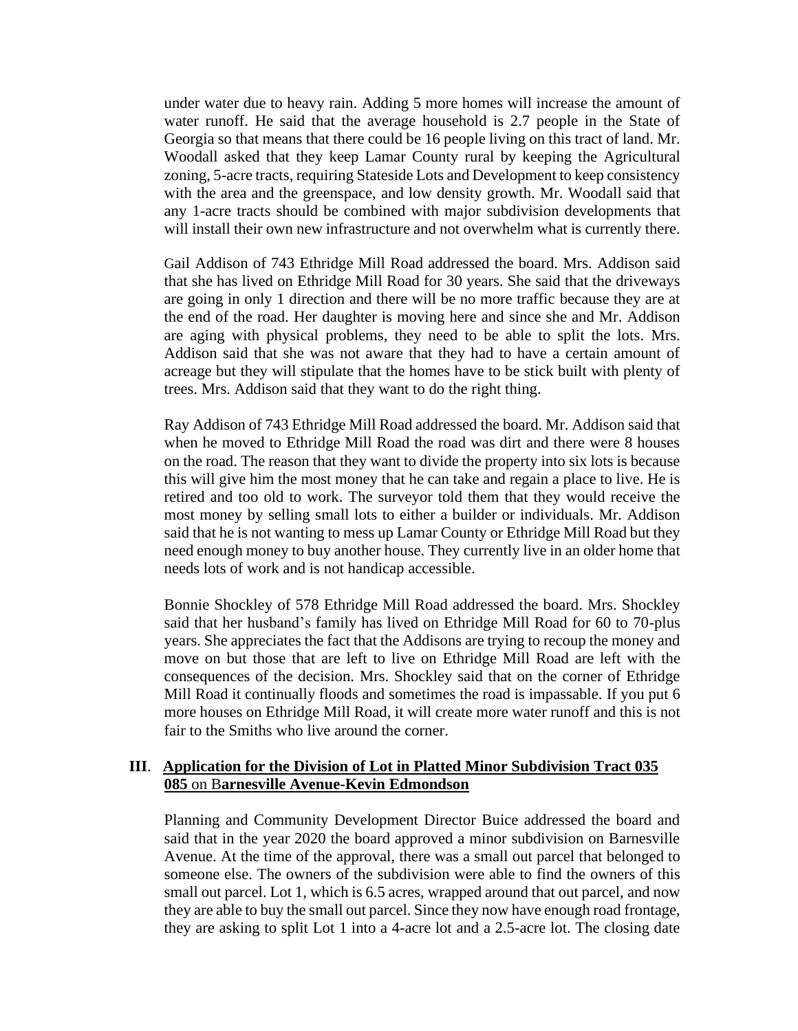under water due to heavy rain. Adding 5 more homes will increase the amount of water runoff. He said that the average household is 2.7 people in the State of Georgia so that means that there could be 16 people living on this tract of land. Mr. Woodall asked that they keep Lamar County rural by keeping the Agricultural zoning, 5-acre tracts, requiring Stateside Lots and Development to keep consistency with the area and the greenspace, and low density growth. Mr. Woodall said that any 1-acre tracts should be combined with major subdivision developments that will install their own new infrastructure and not overwhelm what is currently there.

Gail Addison of 743 Ethridge Mill Road addressed the board. Mrs. Addison said that she has lived on Ethridge Mill Road for 30 years. She said that the driveways are going in only 1 direction and there will be no more traffic because they are at the end of the road. Her daughter is moving here and since she and Mr. Addison are aging with physical problems, they need to be able to split the lots. Mrs. Addison said that she was not aware that they had to have a certain amount of acreage but they will stipulate that the homes have to be stick built with plenty of trees. Mrs. Addison said that they want to do the right thing.

Ray Addison of 743 Ethridge Mill Road addressed the board. Mr. Addison said that when he moved to Ethridge Mill Road the road was dirt and there were 8 houses on the road. The reason that they want to divide the property into six lots is because this will give him the most money that he can take and regain a place to live. He is retired and too old to work. The surveyor told them that they would receive the most money by selling small lots to either a builder or individuals. Mr. Addison said that he is not wanting to mess up Lamar County or Ethridge Mill Road but they need enough money to buy another house. They currently live in an older home that needs lots of work and is not handicap accessible.

Bonnie Shockley of 578 Ethridge Mill Road addressed the board. Mrs. Shockley said that her husband's family has lived on Ethridge Mill Road for 60 to 70-plus years. She appreciates the fact that the Addisons are trying to recoup the money and move on but those that are left to live on Ethridge Mill Road are left with the consequences of the decision. Mrs. Shockley said that on the corner of Ethridge Mill Road it continually floods and sometimes the road is impassable. If you put 6 more houses on Ethridge Mill Road, it will create more water runoff and this is not fair to the Smiths who live around the corner.

**III. <u>Application for the Division of Lot in Platted Minor Subdivision Tract 035 085</u> <u>on Barnesville Avenue-Kevin Edmondson</u>**

Planning and Community Development Director Buice addressed the board and said that in the year 2020 the board approved a minor subdivision on Barnesville Avenue. At the time of the approval, there was a small out parcel that belonged to someone else. The owners of the subdivision were able to find the owners of this small out parcel. Lot 1, which is 6.5 acres, wrapped around that out parcel, and now they are able to buy the small out parcel. Since they now have enough road frontage, they are asking to split Lot 1 into a 4-acre lot and a 2.5-acre lot. The closing date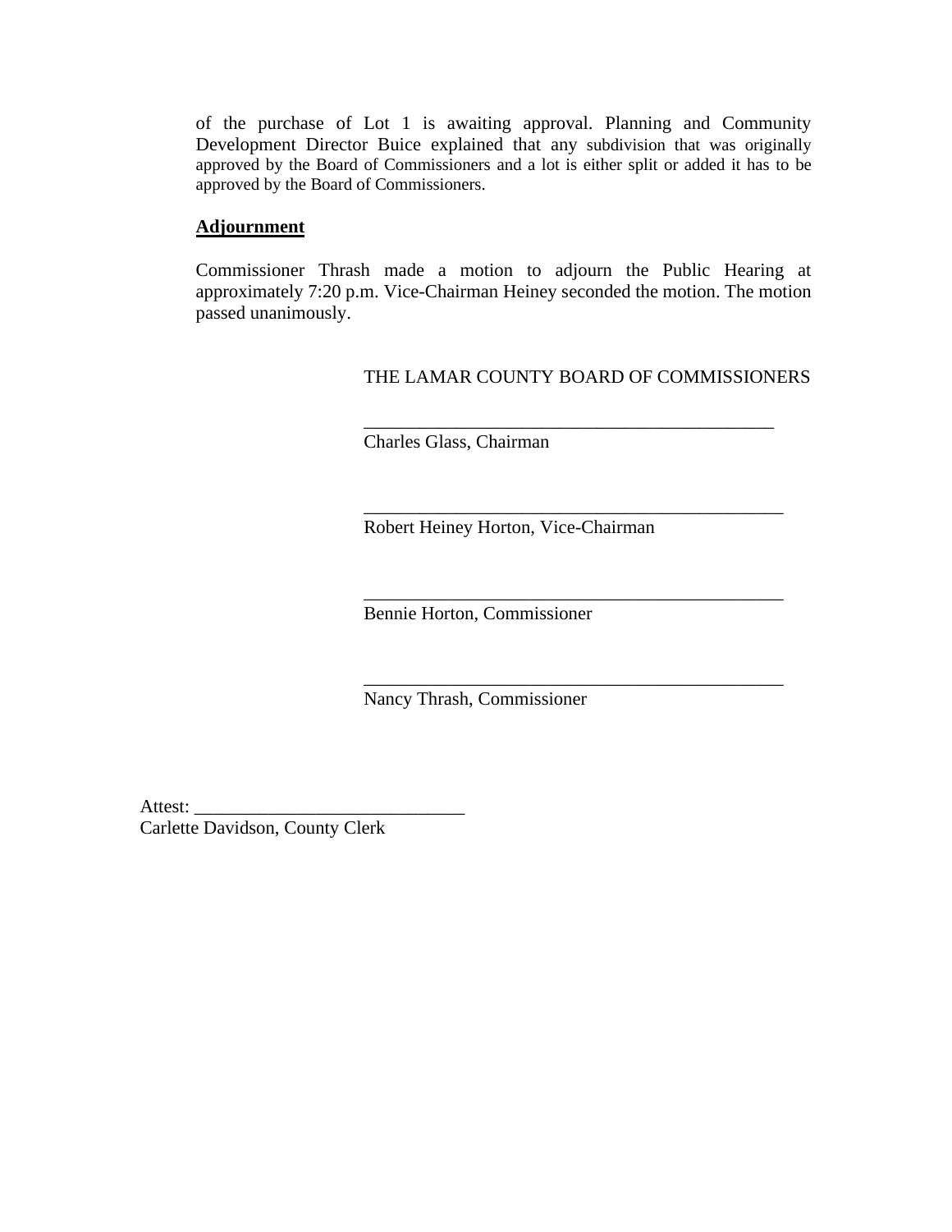of the purchase of Lot 1 is awaiting approval. Planning and Community Development Director Buice explained that any subdivision that was originally approved by the Board of Commissioners and a lot is either split or added it has to be approved by the Board of Commissioners.

**Adjournment**

Commissioner Thrash made a motion to adjourn the Public Hearing at approximately 7:20 p.m. Vice-Chairman Heiney seconded the motion. The motion passed unanimously.

THE LAMAR COUNTY BOARD OF COMMISSIONERS

______________________________________________
Charles Glass, Chairman

______________________________________________
Robert Heiney Horton, Vice-Chairman

______________________________________________
Bennie Horton, Commissioner

______________________________________________
Nancy Thrash, Commissioner

Attest: ____________________________
Carlette Davidson, County Clerk